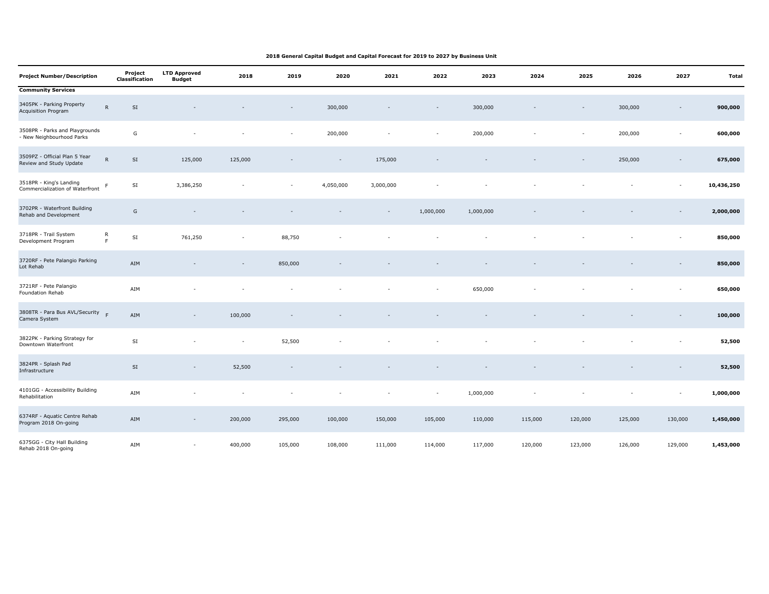**2018 General Capital Budget and Capital Forecast for 2019 to 2027 by Business Unit**

| Project Number/Description | | Project Classification | LTD Approved Budget | 2018 | 2019 | 2020 | 2021 | 2022 | 2023 | 2024 | 2025 | 2026 | 2027 | Total |
|---|---|---|---|---|---|---|---|---|---|---|---|---|---|---|
| **Community Services** | | | | | | | | | | | | | | |
| 3405PK - Parking Property Acquisition Program | R | SI | - | - | - | 300,000 | - | - | 300,000 | - | - | 300,000 | - | **900,000** |
| 3508PR - Parks and Playgrounds - New Neighbourhood Parks | | G | - | - | - | 200,000 | - | - | 200,000 | - | - | 200,000 | - | **600,000** |
| 3509PZ - Official Plan 5 Year Review and Study Update | R | SI | 125,000 | 125,000 | - | - | 175,000 | - | - | - | - | 250,000 | - | **675,000** |
| 3518PR - King's Landing Commercialization of Waterfront | F | SI | 3,386,250 | - | - | 4,050,000 | 3,000,000 | - | - | - | - | - | - | **10,436,250** |
| 3702PR - Waterfront Building Rehab and Development | | G | - | - | - | - | - | 1,000,000 | 1,000,000 | - | - | - | - | **2,000,000** |
| 3718PR - Trail System Development Program | R F | SI | 761,250 | - | 88,750 | - | - | - | - | - | - | - | - | **850,000** |
| 3720RF - Pete Palangio Parking Lot Rehab | | AIM | - | - | 850,000 | - | - | - | - | - | - | - | - | **850,000** |
| 3721RF - Pete Palangio Foundation Rehab | | AIM | - | - | - | - | - | - | 650,000 | - | - | - | - | **650,000** |
| 3808TR - Para Bus AVL/Security Camera System | F | AIM | - | 100,000 | - | - | - | - | - | - | - | - | - | **100,000** |
| 3822PK - Parking Strategy for Downtown Waterfront | | SI | - | - | 52,500 | - | - | - | - | - | - | - | - | **52,500** |
| 3824PR - Splash Pad Infrastructure | | SI | - | 52,500 | - | - | - | - | - | - | - | - | - | **52,500** |
| 4101GG - Accessibility Building Rehabilitation | | AIM | - | - | - | - | - | - | 1,000,000 | - | - | - | - | **1,000,000** |
| 6374RF - Aquatic Centre Rehab Program 2018 On-going | | AIM | - | 200,000 | 295,000 | 100,000 | 150,000 | 105,000 | 110,000 | 115,000 | 120,000 | 125,000 | 130,000 | **1,450,000** |
| 6375GG - City Hall Building Rehab 2018 On-going | | AIM | - | 400,000 | 105,000 | 108,000 | 111,000 | 114,000 | 117,000 | 120,000 | 123,000 | 126,000 | 129,000 | **1,453,000** |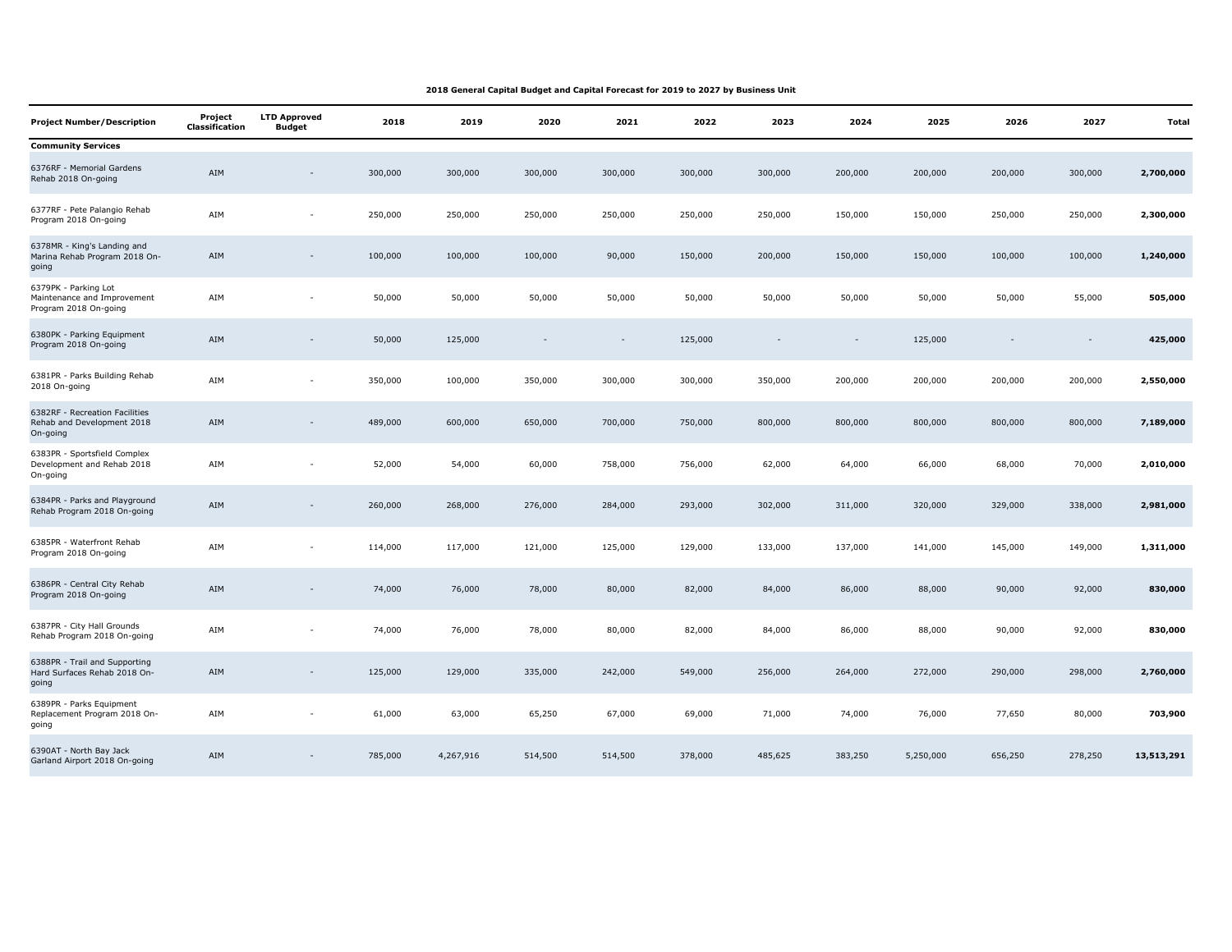**2018 General Capital Budget and Capital Forecast for 2019 to 2027 by Business Unit**

| Project Number/Description | Project Classification | LTD Approved Budget | 2018 | 2019 | 2020 | 2021 | 2022 | 2023 | 2024 | 2025 | 2026 | 2027 | Total |
|---|---|---|---|---|---|---|---|---|---|---|---|---|---|
| **Community Services** | | | | | | | | | | | | | |
| 6376RF - Memorial Gardens Rehab 2018 On-going | AIM | - | 300,000 | 300,000 | 300,000 | 300,000 | 300,000 | 300,000 | 200,000 | 200,000 | 200,000 | 300,000 | **2,700,000** |
| 6377RF - Pete Palangio Rehab Program 2018 On-going | AIM | - | 250,000 | 250,000 | 250,000 | 250,000 | 250,000 | 250,000 | 150,000 | 150,000 | 250,000 | 250,000 | **2,300,000** |
| 6378MR - King's Landing and Marina Rehab Program 2018 On-going | AIM | - | 100,000 | 100,000 | 100,000 | 90,000 | 150,000 | 200,000 | 150,000 | 150,000 | 100,000 | 100,000 | **1,240,000** |
| 6379PK - Parking Lot Maintenance and Improvement Program 2018 On-going | AIM | - | 50,000 | 50,000 | 50,000 | 50,000 | 50,000 | 50,000 | 50,000 | 50,000 | 50,000 | 55,000 | **505,000** |
| 6380PK - Parking Equipment Program 2018 On-going | AIM | - | 50,000 | 125,000 | - | - | 125,000 | - | - | 125,000 | - | - | **425,000** |
| 6381PR - Parks Building Rehab 2018 On-going | AIM | - | 350,000 | 100,000 | 350,000 | 300,000 | 300,000 | 350,000 | 200,000 | 200,000 | 200,000 | 200,000 | **2,550,000** |
| 6382RF - Recreation Facilities Rehab and Development 2018 On-going | AIM | - | 489,000 | 600,000 | 650,000 | 700,000 | 750,000 | 800,000 | 800,000 | 800,000 | 800,000 | 800,000 | **7,189,000** |
| 6383PR - Sportsfield Complex Development and Rehab 2018 On-going | AIM | - | 52,000 | 54,000 | 60,000 | 758,000 | 756,000 | 62,000 | 64,000 | 66,000 | 68,000 | 70,000 | **2,010,000** |
| 6384PR - Parks and Playground Rehab Program 2018 On-going | AIM | - | 260,000 | 268,000 | 276,000 | 284,000 | 293,000 | 302,000 | 311,000 | 320,000 | 329,000 | 338,000 | **2,981,000** |
| 6385PR - Waterfront Rehab Program 2018 On-going | AIM | - | 114,000 | 117,000 | 121,000 | 125,000 | 129,000 | 133,000 | 137,000 | 141,000 | 145,000 | 149,000 | **1,311,000** |
| 6386PR - Central City Rehab Program 2018 On-going | AIM | - | 74,000 | 76,000 | 78,000 | 80,000 | 82,000 | 84,000 | 86,000 | 88,000 | 90,000 | 92,000 | **830,000** |
| 6387PR - City Hall Grounds Rehab Program 2018 On-going | AIM | - | 74,000 | 76,000 | 78,000 | 80,000 | 82,000 | 84,000 | 86,000 | 88,000 | 90,000 | 92,000 | **830,000** |
| 6388PR - Trail and Supporting Hard Surfaces Rehab 2018 On-going | AIM | - | 125,000 | 129,000 | 335,000 | 242,000 | 549,000 | 256,000 | 264,000 | 272,000 | 290,000 | 298,000 | **2,760,000** |
| 6389PR - Parks Equipment Replacement Program 2018 On-going | AIM | - | 61,000 | 63,000 | 65,250 | 67,000 | 69,000 | 71,000 | 74,000 | 76,000 | 77,650 | 80,000 | **703,900** |
| 6390AT - North Bay Jack Garland Airport 2018 On-going | AIM | - | 785,000 | 4,267,916 | 514,500 | 514,500 | 378,000 | 485,625 | 383,250 | 5,250,000 | 656,250 | 278,250 | **13,513,291** |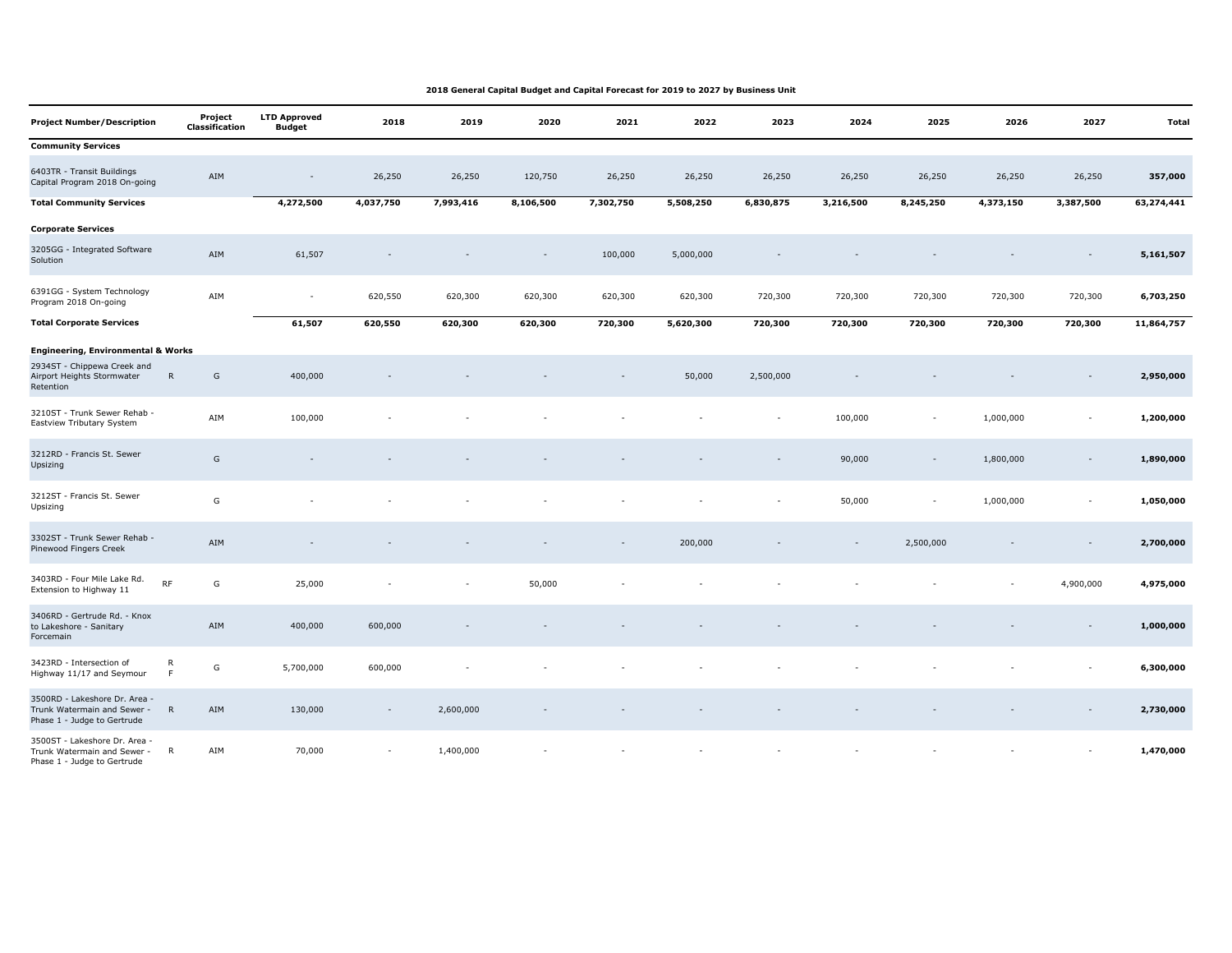**2018 General Capital Budget and Capital Forecast for 2019 to 2027 by Business Unit**

| Project Number/Description | | Project Classification | LTD Approved Budget | 2018 | 2019 | 2020 | 2021 | 2022 | 2023 | 2024 | 2025 | 2026 | 2027 | Total |
|---|---|---|---|---|---|---|---|---|---|---|---|---|---|---|
| **Community Services** | | | | | | | | | | | | | | |
| 6403TR - Transit Buildings Capital Program 2018 On-going | | AIM | - | 26,250 | 26,250 | 120,750 | 26,250 | 26,250 | 26,250 | 26,250 | 26,250 | 26,250 | 26,250 | **357,000** |
| **Total Community Services** | | | **4,272,500** | **4,037,750** | **7,993,416** | **8,106,500** | **7,302,750** | **5,508,250** | **6,830,875** | **3,216,500** | **8,245,250** | **4,373,150** | **3,387,500** | **63,274,441** |
| **Corporate Services** | | | | | | | | | | | | | | |
| 3205GG - Integrated Software Solution | | AIM | 61,507 | - | - | - | 100,000 | 5,000,000 | - | - | - | - | - | **5,161,507** |
| 6391GG - System Technology Program 2018 On-going | | AIM | - | 620,550 | 620,300 | 620,300 | 620,300 | 620,300 | 720,300 | 720,300 | 720,300 | 720,300 | 720,300 | **6,703,250** |
| **Total Corporate Services** | | | **61,507** | **620,550** | **620,300** | **620,300** | **720,300** | **5,620,300** | **720,300** | **720,300** | **720,300** | **720,300** | **720,300** | **11,864,757** |
| **Engineering, Environmental & Works** | | | | | | | | | | | | | | |
| 2934ST - Chippewa Creek and Airport Heights Stormwater Retention | R | G | 400,000 | - | - | - | - | 50,000 | 2,500,000 | - | - | - | - | **2,950,000** |
| 3210ST - Trunk Sewer Rehab - Eastview Tributary System | | AIM | 100,000 | - | - | - | - | - | - | 100,000 | - | 1,000,000 | - | **1,200,000** |
| 3212RD - Francis St. Sewer Upsizing | | G | - | - | - | - | - | - | - | 90,000 | - | 1,800,000 | - | **1,890,000** |
| 3212ST - Francis St. Sewer Upsizing | | G | - | - | - | - | - | - | - | 50,000 | - | 1,000,000 | - | **1,050,000** |
| 3302ST - Trunk Sewer Rehab - Pinewood Fingers Creek | | AIM | - | - | - | - | - | 200,000 | - | - | 2,500,000 | - | - | **2,700,000** |
| 3403RD - Four Mile Lake Rd. Extension to Highway 11 | RF | G | 25,000 | - | - | 50,000 | - | - | - | - | - | - | 4,900,000 | **4,975,000** |
| 3406RD - Gertrude Rd. - Knox to Lakeshore - Sanitary Forcemain | | AIM | 400,000 | 600,000 | - | - | - | - | - | - | - | - | - | **1,000,000** |
| 3423RD - Intersection of Highway 11/17 and Seymour | R F | G | 5,700,000 | 600,000 | - | - | - | - | - | - | - | - | - | **6,300,000** |
| 3500RD - Lakeshore Dr. Area - Trunk Watermain and Sewer - Phase 1 - Judge to Gertrude | R | AIM | 130,000 | - | 2,600,000 | - | - | - | - | - | - | - | - | **2,730,000** |
| 3500ST - Lakeshore Dr. Area - Trunk Watermain and Sewer - Phase 1 - Judge to Gertrude | R | AIM | 70,000 | - | 1,400,000 | - | - | - | - | - | - | - | - | **1,470,000** |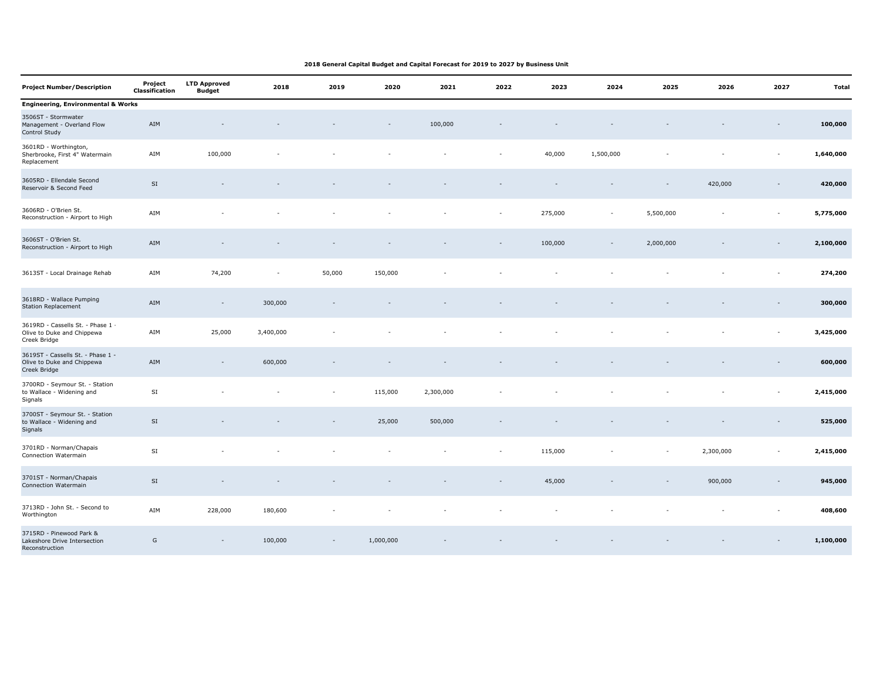**2018 General Capital Budget and Capital Forecast for 2019 to 2027 by Business Unit**

| Project Number/Description | Project Classification | LTD Approved Budget | 2018 | 2019 | 2020 | 2021 | 2022 | 2023 | 2024 | 2025 | 2026 | 2027 | Total |
|---|---|---|---|---|---|---|---|---|---|---|---|---|---|
| **Engineering, Environmental & Works** | | | | | | | | | | | | | |
| 3506ST - Stormwater Management - Overland Flow Control Study | AIM | - | - | - | - | 100,000 | - | - | - | - | - | - | **100,000** |
| 3601RD - Worthington, Sherbrooke, First 4" Watermain Replacement | AIM | 100,000 | - | - | - | - | - | 40,000 | 1,500,000 | - | - | - | **1,640,000** |
| 3605RD - Ellendale Second Reservoir & Second Feed | SI | - | - | - | - | - | - | - | - | - | 420,000 | - | **420,000** |
| 3606RD - O'Brien St. Reconstruction - Airport to High | AIM | - | - | - | - | - | - | 275,000 | - | 5,500,000 | - | - | **5,775,000** |
| 3606ST - O'Brien St. Reconstruction - Airport to High | AIM | - | - | - | - | - | - | 100,000 | - | 2,000,000 | - | - | **2,100,000** |
| 3613ST - Local Drainage Rehab | AIM | 74,200 | - | 50,000 | 150,000 | - | - | - | - | - | - | - | **274,200** |
| 3618RD - Wallace Pumping Station Replacement | AIM | - | 300,000 | - | - | - | - | - | - | - | - | - | **300,000** |
| 3619RD - Cassells St. - Phase 1 - Olive to Duke and Chippewa Creek Bridge | AIM | 25,000 | 3,400,000 | - | - | - | - | - | - | - | - | - | **3,425,000** |
| 3619ST - Cassells St. - Phase 1 - Olive to Duke and Chippewa Creek Bridge | AIM | - | 600,000 | - | - | - | - | - | - | - | - | - | **600,000** |
| 3700RD - Seymour St. - Station to Wallace - Widening and Signals | SI | - | - | - | 115,000 | 2,300,000 | - | - | - | - | - | - | **2,415,000** |
| 3700ST - Seymour St. - Station to Wallace - Widening and Signals | SI | - | - | - | 25,000 | 500,000 | - | - | - | - | - | - | **525,000** |
| 3701RD - Norman/Chapais Connection Watermain | SI | - | - | - | - | - | - | 115,000 | - | - | 2,300,000 | - | **2,415,000** |
| 3701ST - Norman/Chapais Connection Watermain | SI | - | - | - | - | - | - | 45,000 | - | - | 900,000 | - | **945,000** |
| 3713RD - John St. - Second to Worthington | AIM | 228,000 | 180,600 | - | - | - | - | - | - | - | - | - | **408,600** |
| 3715RD - Pinewood Park & Lakeshore Drive Intersection Reconstruction | G | - | 100,000 | - | 1,000,000 | - | - | - | - | - | - | - | **1,100,000** |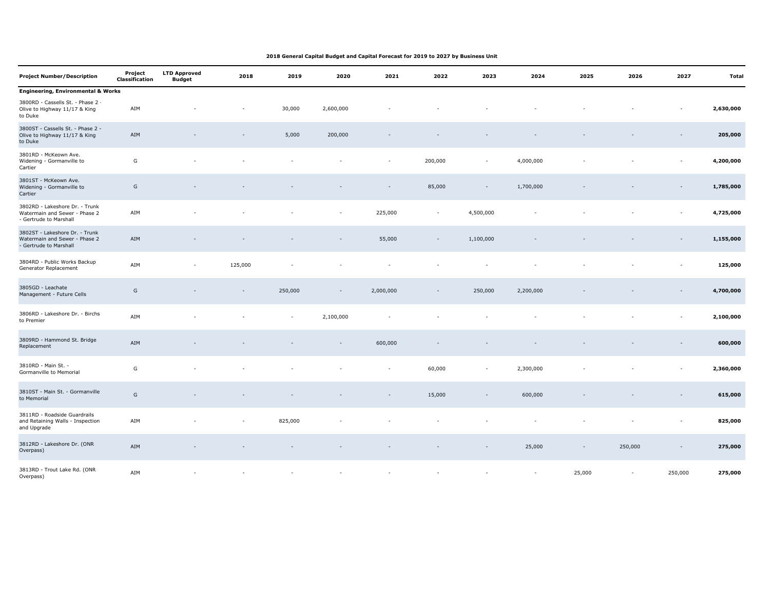**2018 General Capital Budget and Capital Forecast for 2019 to 2027 by Business Unit**

| Project Number/Description | Project Classification | LTD Approved Budget | 2018 | 2019 | 2020 | 2021 | 2022 | 2023 | 2024 | 2025 | 2026 | 2027 | Total |
|---|---|---|---|---|---|---|---|---|---|---|---|---|---|
| **Engineering, Environmental & Works** | | | | | | | | | | | | | |
| 3800RD - Cassells St. - Phase 2 - Olive to Highway 11/17 & King to Duke | AIM | - | - | 30,000 | 2,600,000 | - | - | - | - | - | - | - | **2,630,000** |
| 3800ST - Cassells St. - Phase 2 - Olive to Highway 11/17 & King to Duke | AIM | - | - | 5,000 | 200,000 | - | - | - | - | - | - | - | **205,000** |
| 3801RD - McKeown Ave. Widening - Gormanville to Cartier | G | - | - | - | - | - | 200,000 | - | 4,000,000 | - | - | - | **4,200,000** |
| 3801ST - McKeown Ave. Widening - Gormanville to Cartier | G | - | - | - | - | - | 85,000 | - | 1,700,000 | - | - | - | **1,785,000** |
| 3802RD - Lakeshore Dr. - Trunk Watermain and Sewer - Phase 2 - Gertrude to Marshall | AIM | - | - | - | - | 225,000 | - | 4,500,000 | - | - | - | - | **4,725,000** |
| 3802ST - Lakeshore Dr. - Trunk Watermain and Sewer - Phase 2 - Gertrude to Marshall | AIM | - | - | - | - | 55,000 | - | 1,100,000 | - | - | - | - | **1,155,000** |
| 3804RD - Public Works Backup Generator Replacement | AIM | - | 125,000 | - | - | - | - | - | - | - | - | - | **125,000** |
| 3805GD - Leachate Management - Future Cells | G | - | - | 250,000 | - | 2,000,000 | - | 250,000 | 2,200,000 | - | - | - | **4,700,000** |
| 3806RD - Lakeshore Dr. - Birchs to Premier | AIM | - | - | - | 2,100,000 | - | - | - | - | - | - | - | **2,100,000** |
| 3809RD - Hammond St. Bridge Replacement | AIM | - | - | - | - | 600,000 | - | - | - | - | - | - | **600,000** |
| 3810RD - Main St. - Gormanville to Memorial | G | - | - | - | - | - | 60,000 | - | 2,300,000 | - | - | - | **2,360,000** |
| 3810ST - Main St. - Gormanville to Memorial | G | - | - | - | - | - | 15,000 | - | 600,000 | - | - | - | **615,000** |
| 3811RD - Roadside Guardrails and Retaining Walls - Inspection and Upgrade | AIM | - | - | 825,000 | - | - | - | - | - | - | - | - | **825,000** |
| 3812RD - Lakeshore Dr. (ONR Overpass) | AIM | - | - | - | - | - | - | - | 25,000 | - | 250,000 | - | **275,000** |
| 3813RD - Trout Lake Rd. (ONR Overpass) | AIM | - | - | - | - | - | - | - | - | 25,000 | - | 250,000 | **275,000** |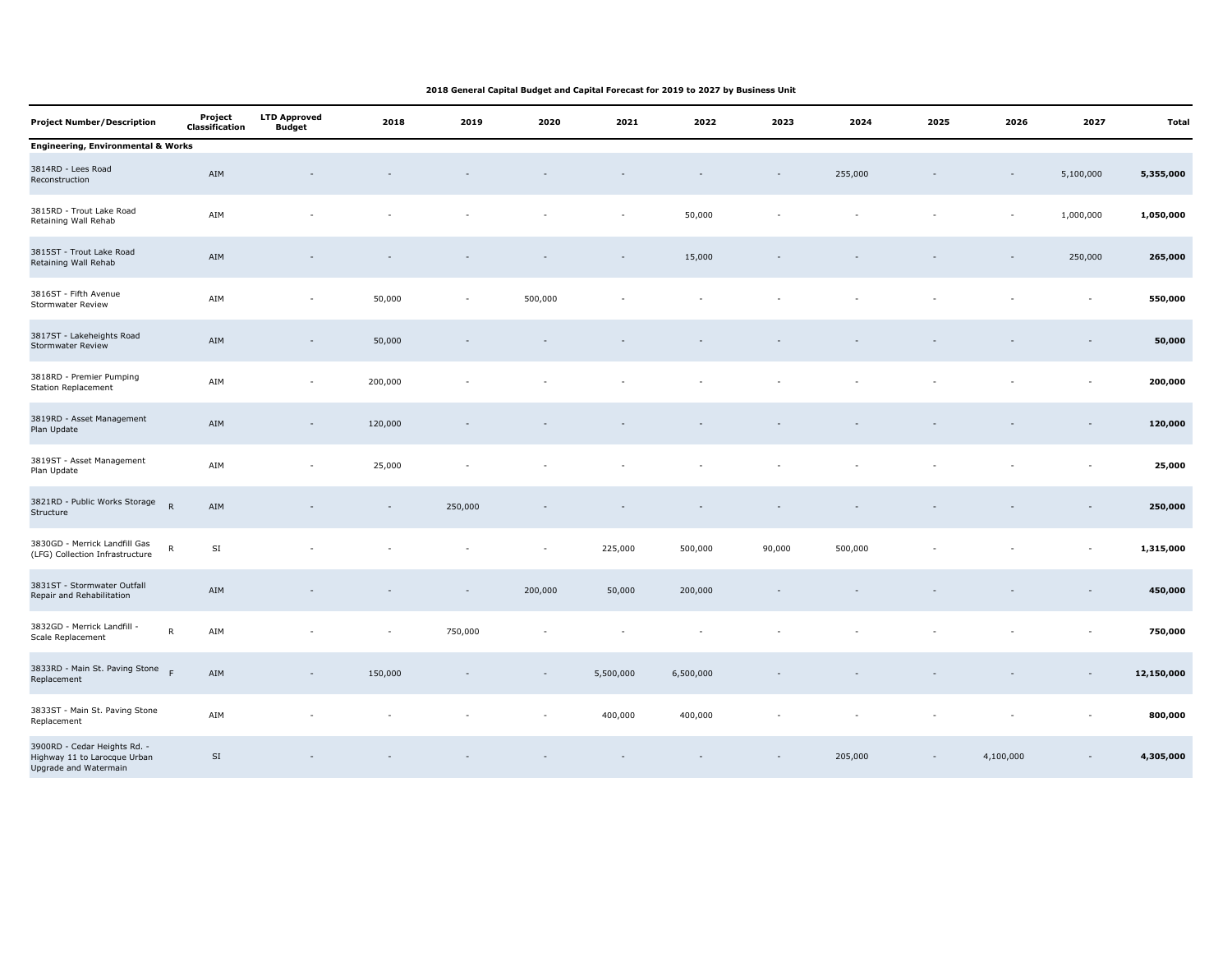**2018 General Capital Budget and Capital Forecast for 2019 to 2027 by Business Unit**

| Project Number/Description | | Project Classification | LTD Approved Budget | 2018 | 2019 | 2020 | 2021 | 2022 | 2023 | 2024 | 2025 | 2026 | 2027 | Total |
|---|---|---|---|---|---|---|---|---|---|---|---|---|---|---|
| **Engineering, Environmental & Works** | | | | | | | | | | | | | | |
| 3814RD - Lees Road Reconstruction | | AIM | - | - | - | - | - | - | - | 255,000 | - | - | 5,100,000 | **5,355,000** |
| 3815RD - Trout Lake Road Retaining Wall Rehab | | AIM | - | - | - | - | - | 50,000 | - | - | - | - | 1,000,000 | **1,050,000** |
| 3815ST - Trout Lake Road Retaining Wall Rehab | | AIM | - | - | - | - | - | 15,000 | - | - | - | - | 250,000 | **265,000** |
| 3816ST - Fifth Avenue Stormwater Review | | AIM | - | 50,000 | - | 500,000 | - | - | - | - | - | - | - | **550,000** |
| 3817ST - Lakeheights Road Stormwater Review | | AIM | - | 50,000 | - | - | - | - | - | - | - | - | - | **50,000** |
| 3818RD - Premier Pumping Station Replacement | | AIM | - | 200,000 | - | - | - | - | - | - | - | - | - | **200,000** |
| 3819RD - Asset Management Plan Update | | AIM | - | 120,000 | - | - | - | - | - | - | - | - | - | **120,000** |
| 3819ST - Asset Management Plan Update | | AIM | - | 25,000 | - | - | - | - | - | - | - | - | - | **25,000** |
| 3821RD - Public Works Storage Structure | R | AIM | - | - | 250,000 | - | - | - | - | - | - | - | - | **250,000** |
| 3830GD - Merrick Landfill Gas (LFG) Collection Infrastructure | R | SI | - | - | - | - | 225,000 | 500,000 | 90,000 | 500,000 | - | - | - | **1,315,000** |
| 3831ST - Stormwater Outfall Repair and Rehabilitation | | AIM | - | - | - | 200,000 | 50,000 | 200,000 | - | - | - | - | - | **450,000** |
| 3832GD - Merrick Landfill - Scale Replacement | R | AIM | - | - | 750,000 | - | - | - | - | - | - | - | - | **750,000** |
| 3833RD - Main St. Paving Stone Replacement | F | AIM | - | 150,000 | - | - | 5,500,000 | 6,500,000 | - | - | - | - | - | **12,150,000** |
| 3833ST - Main St. Paving Stone Replacement | | AIM | - | - | - | - | 400,000 | 400,000 | - | - | - | - | - | **800,000** |
| 3900RD - Cedar Heights Rd. - Highway 11 to Larocque Urban Upgrade and Watermain | | SI | - | - | - | - | - | - | - | 205,000 | - | 4,100,000 | - | **4,305,000** |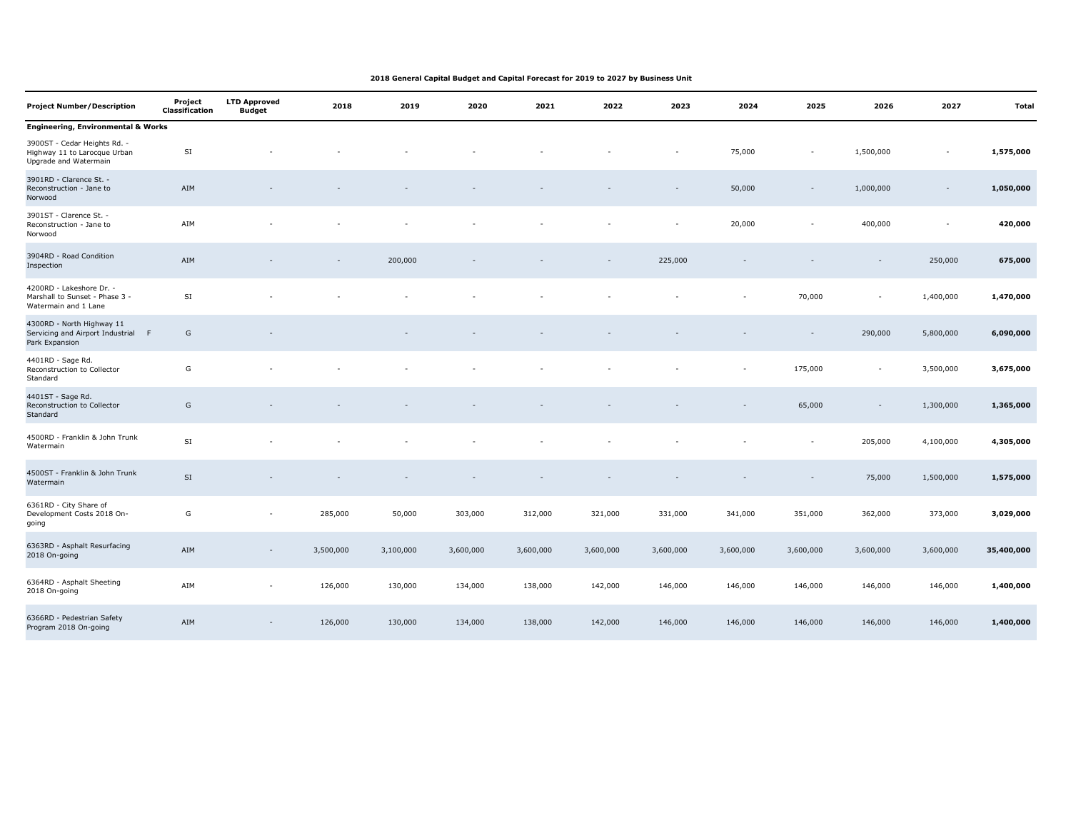**2018 General Capital Budget and Capital Forecast for 2019 to 2027 by Business Unit**

| Project Number/Description | Project Classification | LTD Approved Budget | 2018 | 2019 | 2020 | 2021 | 2022 | 2023 | 2024 | 2025 | 2026 | 2027 | Total |
|---|---|---|---|---|---|---|---|---|---|---|---|---|---|
| **Engineering, Environmental & Works** | | | | | | | | | | | | | |
| 3900ST - Cedar Heights Rd. - Highway 11 to Larocque Urban Upgrade and Watermain | SI | - | - | - | - | - | - | - | 75,000 | - | 1,500,000 | - | **1,575,000** |
| 3901RD - Clarence St. - Reconstruction - Jane to Norwood | AIM | - | - | - | - | - | - | - | 50,000 | - | 1,000,000 | - | **1,050,000** |
| 3901ST - Clarence St. - Reconstruction - Jane to Norwood | AIM | - | - | - | - | - | - | - | 20,000 | - | 400,000 | - | **420,000** |
| 3904RD - Road Condition Inspection | AIM | - | - | 200,000 | - | - | - | 225,000 | - | - | - | 250,000 | **675,000** |
| 4200RD - Lakeshore Dr. - Marshall to Sunset - Phase 3 - Watermain and 1 Lane | SI | - | - | - | - | - | - | - | - | 70,000 | - | 1,400,000 | **1,470,000** |
| 4300RD - North Highway 11 Servicing and Airport Industrial Park Expansion F | G | - | - | - | - | - | - | - | - | - | 290,000 | 5,800,000 | **6,090,000** |
| 4401RD - Sage Rd. Reconstruction to Collector Standard | G | - | - | - | - | - | - | - | - | 175,000 | - | 3,500,000 | **3,675,000** |
| 4401ST - Sage Rd. Reconstruction to Collector Standard | G | - | - | - | - | - | - | - | - | 65,000 | - | 1,300,000 | **1,365,000** |
| 4500RD - Franklin & John Trunk Watermain | SI | - | - | - | - | - | - | - | - | - | 205,000 | 4,100,000 | **4,305,000** |
| 4500ST - Franklin & John Trunk Watermain | SI | - | - | - | - | - | - | - | - | - | 75,000 | 1,500,000 | **1,575,000** |
| 6361RD - City Share of Development Costs 2018 On-going | G | - | 285,000 | 50,000 | 303,000 | 312,000 | 321,000 | 331,000 | 341,000 | 351,000 | 362,000 | 373,000 | **3,029,000** |
| 6363RD - Asphalt Resurfacing 2018 On-going | AIM | - | 3,500,000 | 3,100,000 | 3,600,000 | 3,600,000 | 3,600,000 | 3,600,000 | 3,600,000 | 3,600,000 | 3,600,000 | 3,600,000 | **35,400,000** |
| 6364RD - Asphalt Sheeting 2018 On-going | AIM | - | 126,000 | 130,000 | 134,000 | 138,000 | 142,000 | 146,000 | 146,000 | 146,000 | 146,000 | 146,000 | **1,400,000** |
| 6366RD - Pedestrian Safety Program 2018 On-going | AIM | - | 126,000 | 130,000 | 134,000 | 138,000 | 142,000 | 146,000 | 146,000 | 146,000 | 146,000 | 146,000 | **1,400,000** |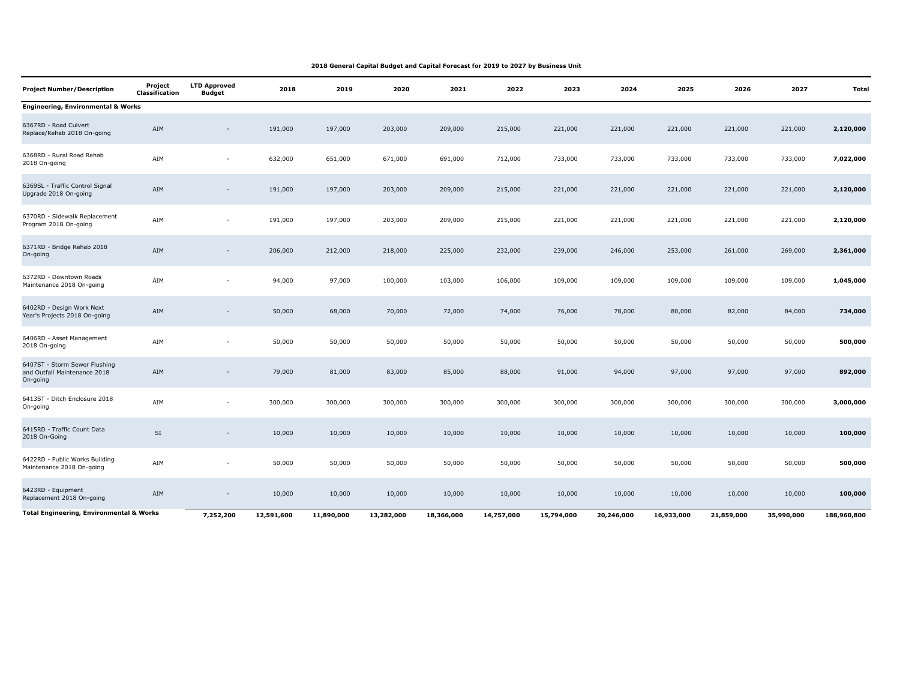**2018 General Capital Budget and Capital Forecast for 2019 to 2027 by Business Unit**

| Project Number/Description | Project Classification | LTD Approved Budget | 2018 | 2019 | 2020 | 2021 | 2022 | 2023 | 2024 | 2025 | 2026 | 2027 | Total |
|---|---|---|---|---|---|---|---|---|---|---|---|---|---|
| **Engineering, Environmental & Works** | | | | | | | | | | | | | |
| 6367RD - Road Culvert Replace/Rehab 2018 On-going | AIM | - | 191,000 | 197,000 | 203,000 | 209,000 | 215,000 | 221,000 | 221,000 | 221,000 | 221,000 | 221,000 | **2,120,000** |
| 6368RD - Rural Road Rehab 2018 On-going | AIM | - | 632,000 | 651,000 | 671,000 | 691,000 | 712,000 | 733,000 | 733,000 | 733,000 | 733,000 | 733,000 | **7,022,000** |
| 6369SL - Traffic Control Signal Upgrade 2018 On-going | AIM | - | 191,000 | 197,000 | 203,000 | 209,000 | 215,000 | 221,000 | 221,000 | 221,000 | 221,000 | 221,000 | **2,120,000** |
| 6370RD - Sidewalk Replacement Program 2018 On-going | AIM | - | 191,000 | 197,000 | 203,000 | 209,000 | 215,000 | 221,000 | 221,000 | 221,000 | 221,000 | 221,000 | **2,120,000** |
| 6371RD - Bridge Rehab 2018 On-going | AIM | - | 206,000 | 212,000 | 218,000 | 225,000 | 232,000 | 239,000 | 246,000 | 253,000 | 261,000 | 269,000 | **2,361,000** |
| 6372RD - Downtown Roads Maintenance 2018 On-going | AIM | - | 94,000 | 97,000 | 100,000 | 103,000 | 106,000 | 109,000 | 109,000 | 109,000 | 109,000 | 109,000 | **1,045,000** |
| 6402RD - Design Work Next Year's Projects 2018 On-going | AIM | - | 50,000 | 68,000 | 70,000 | 72,000 | 74,000 | 76,000 | 78,000 | 80,000 | 82,000 | 84,000 | **734,000** |
| 6406RD - Asset Management 2018 On-going | AIM | - | 50,000 | 50,000 | 50,000 | 50,000 | 50,000 | 50,000 | 50,000 | 50,000 | 50,000 | 50,000 | **500,000** |
| 6407ST - Storm Sewer Flushing and Outfall Maintenance 2018 On-going | AIM | - | 79,000 | 81,000 | 83,000 | 85,000 | 88,000 | 91,000 | 94,000 | 97,000 | 97,000 | 97,000 | **892,000** |
| 6413ST - Ditch Enclosure 2018 On-going | AIM | - | 300,000 | 300,000 | 300,000 | 300,000 | 300,000 | 300,000 | 300,000 | 300,000 | 300,000 | 300,000 | **3,000,000** |
| 6415RD - Traffic Count Data 2018 On-Going | SI | - | 10,000 | 10,000 | 10,000 | 10,000 | 10,000 | 10,000 | 10,000 | 10,000 | 10,000 | 10,000 | **100,000** |
| 6422RD - Public Works Building Maintenance 2018 On-going | AIM | - | 50,000 | 50,000 | 50,000 | 50,000 | 50,000 | 50,000 | 50,000 | 50,000 | 50,000 | 50,000 | **500,000** |
| 6423RD - Equipment Replacement 2018 On-going | AIM | - | 10,000 | 10,000 | 10,000 | 10,000 | 10,000 | 10,000 | 10,000 | 10,000 | 10,000 | 10,000 | **100,000** |
| **Total Engineering, Environmental & Works** | | **7,252,200** | **12,591,600** | **11,890,000** | **13,282,000** | **18,366,000** | **14,757,000** | **15,794,000** | **20,246,000** | **16,933,000** | **21,859,000** | **35,990,000** | **188,960,800** |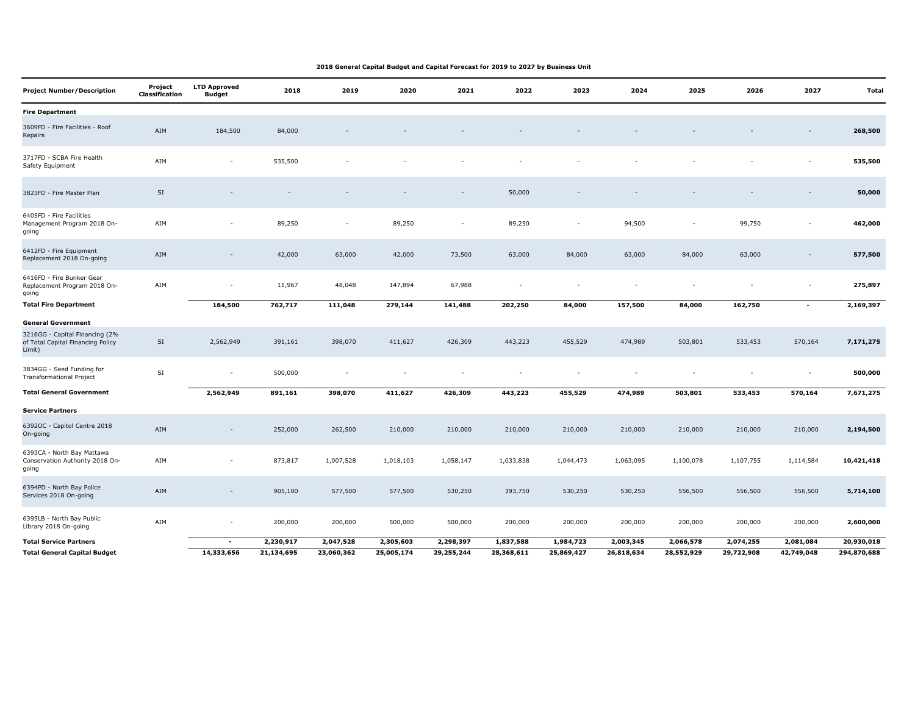**2018 General Capital Budget and Capital Forecast for 2019 to 2027 by Business Unit**

| Project Number/Description | Project Classification | LTD Approved Budget | 2018 | 2019 | 2020 | 2021 | 2022 | 2023 | 2024 | 2025 | 2026 | 2027 | Total |
|---|---|---|---|---|---|---|---|---|---|---|---|---|---|
| **Fire Department** | | | | | | | | | | | | | |
| 3609FD - Fire Facilities - Roof Repairs | AIM | 184,500 | 84,000 | - | - | - | - | - | - | - | - | - | **268,500** |
| 3717FD - SCBA Fire Health Safety Equipment | AIM | - | 535,500 | - | - | - | - | - | - | - | - | - | **535,500** |
| 3823FD - Fire Master Plan | SI | - | - | - | - | - | 50,000 | - | - | - | - | - | **50,000** |
| 6405FD - Fire Facilities Management Program 2018 On-going | AIM | - | 89,250 | - | 89,250 | - | 89,250 | - | 94,500 | - | 99,750 | - | **462,000** |
| 6412FD - Fire Equipment Replacement 2018 On-going | AIM | - | 42,000 | 63,000 | 42,000 | 73,500 | 63,000 | 84,000 | 63,000 | 84,000 | 63,000 | - | **577,500** |
| 6416FD - Fire Bunker Gear Replacement Program 2018 On-going | AIM | - | 11,967 | 48,048 | 147,894 | 67,988 | - | - | - | - | - | - | **275,897** |
| **Total Fire Department** | | **184,500** | **762,717** | **111,048** | **279,144** | **141,488** | **202,250** | **84,000** | **157,500** | **84,000** | **162,750** | **-** | **2,169,397** |
| **General Government** | | | | | | | | | | | | | |
| 3216GG - Capital Financing (2% of Total Capital Financing Policy Limit) | SI | 2,562,949 | 391,161 | 398,070 | 411,627 | 426,309 | 443,223 | 455,529 | 474,989 | 503,801 | 533,453 | 570,164 | **7,171,275** |
| 3834GG - Seed Funding for Transformational Project | SI | - | 500,000 | - | - | - | - | - | - | - | - | - | **500,000** |
| **Total General Government** | | **2,562,949** | **891,161** | **398,070** | **411,627** | **426,309** | **443,223** | **455,529** | **474,989** | **503,801** | **533,453** | **570,164** | **7,671,275** |
| **Service Partners** | | | | | | | | | | | | | |
| 6392OC - Capitol Centre 2018 On-going | AIM | - | 252,000 | 262,500 | 210,000 | 210,000 | 210,000 | 210,000 | 210,000 | 210,000 | 210,000 | 210,000 | **2,194,500** |
| 6393CA - North Bay Mattawa Conservation Authority 2018 On-going | AIM | - | 873,817 | 1,007,528 | 1,018,103 | 1,058,147 | 1,033,838 | 1,044,473 | 1,063,095 | 1,100,078 | 1,107,755 | 1,114,584 | **10,421,418** |
| 6394PD - North Bay Police Services 2018 On-going | AIM | - | 905,100 | 577,500 | 577,500 | 530,250 | 393,750 | 530,250 | 530,250 | 556,500 | 556,500 | 556,500 | **5,714,100** |
| 6395LB - North Bay Public Library 2018 On-going | AIM | - | 200,000 | 200,000 | 500,000 | 500,000 | 200,000 | 200,000 | 200,000 | 200,000 | 200,000 | 200,000 | **2,600,000** |
| **Total Service Partners** | | **-** | **2,230,917** | **2,047,528** | **2,305,603** | **2,298,397** | **1,837,588** | **1,984,723** | **2,003,345** | **2,066,578** | **2,074,255** | **2,081,084** | **20,930,018** |
| **Total General Capital Budget** | | **14,333,656** | **21,134,695** | **23,060,362** | **25,005,174** | **29,255,244** | **28,368,611** | **25,869,427** | **26,818,634** | **28,552,929** | **29,722,908** | **42,749,048** | **294,870,688** |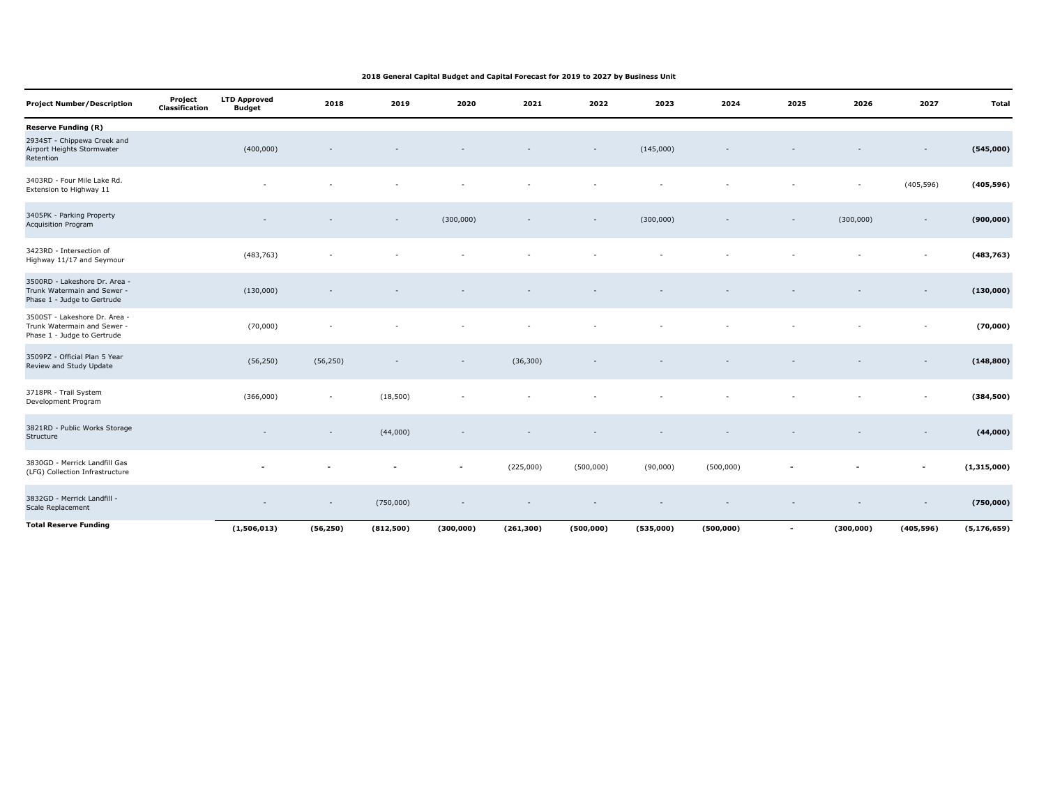2018 General Capital Budget and Capital Forecast for 2019 to 2027 by Business Unit

| Project Number/Description | Project Classification | LTD Approved Budget | 2018 | 2019 | 2020 | 2021 | 2022 | 2023 | 2024 | 2025 | 2026 | 2027 | Total |
|---|---|---|---|---|---|---|---|---|---|---|---|---|---|
| **Reserve Funding (R)** | | | | | | | | | | | | | |
| 2934ST - Chippewa Creek and Airport Heights Stormwater Retention | | (400,000) | - | - | - | - | - | (145,000) | - | - | - | - | **(545,000)** |
| 3403RD - Four Mile Lake Rd. Extension to Highway 11 | | - | - | - | - | - | - | - | - | - | - | (405,596) | **(405,596)** |
| 3405PK - Parking Property Acquisition Program | | - | - | - | (300,000) | - | - | (300,000) | - | - | (300,000) | - | **(900,000)** |
| 3423RD - Intersection of Highway 11/17 and Seymour | | (483,763) | - | - | - | - | - | - | - | - | - | - | **(483,763)** |
| 3500RD - Lakeshore Dr. Area - Trunk Watermain and Sewer - Phase 1 - Judge to Gertrude | | (130,000) | - | - | - | - | - | - | - | - | - | - | **(130,000)** |
| 3500ST - Lakeshore Dr. Area - Trunk Watermain and Sewer - Phase 1 - Judge to Gertrude | | (70,000) | - | - | - | - | - | - | - | - | - | - | **(70,000)** |
| 3509PZ - Official Plan 5 Year Review and Study Update | | (56,250) | (56,250) | - | - | (36,300) | - | - | - | - | - | - | **(148,800)** |
| 3718PR - Trail System Development Program | | (366,000) | - | (18,500) | - | - | - | - | - | - | - | - | **(384,500)** |
| 3821RD - Public Works Storage Structure | | - | - | (44,000) | - | - | - | - | - | - | - | - | **(44,000)** |
| 3830GD - Merrick Landfill Gas (LFG) Collection Infrastructure | | - | - | - | - | (225,000) | (500,000) | (90,000) | (500,000) | - | - | - | **(1,315,000)** |
| 3832GD - Merrick Landfill - Scale Replacement | | - | - | (750,000) | - | - | - | - | - | - | - | - | **(750,000)** |
| **Total Reserve Funding** | | **(1,506,013)** | **(56,250)** | **(812,500)** | **(300,000)** | **(261,300)** | **(500,000)** | **(535,000)** | **(500,000)** | **-** | **(300,000)** | **(405,596)** | **(5,176,659)** |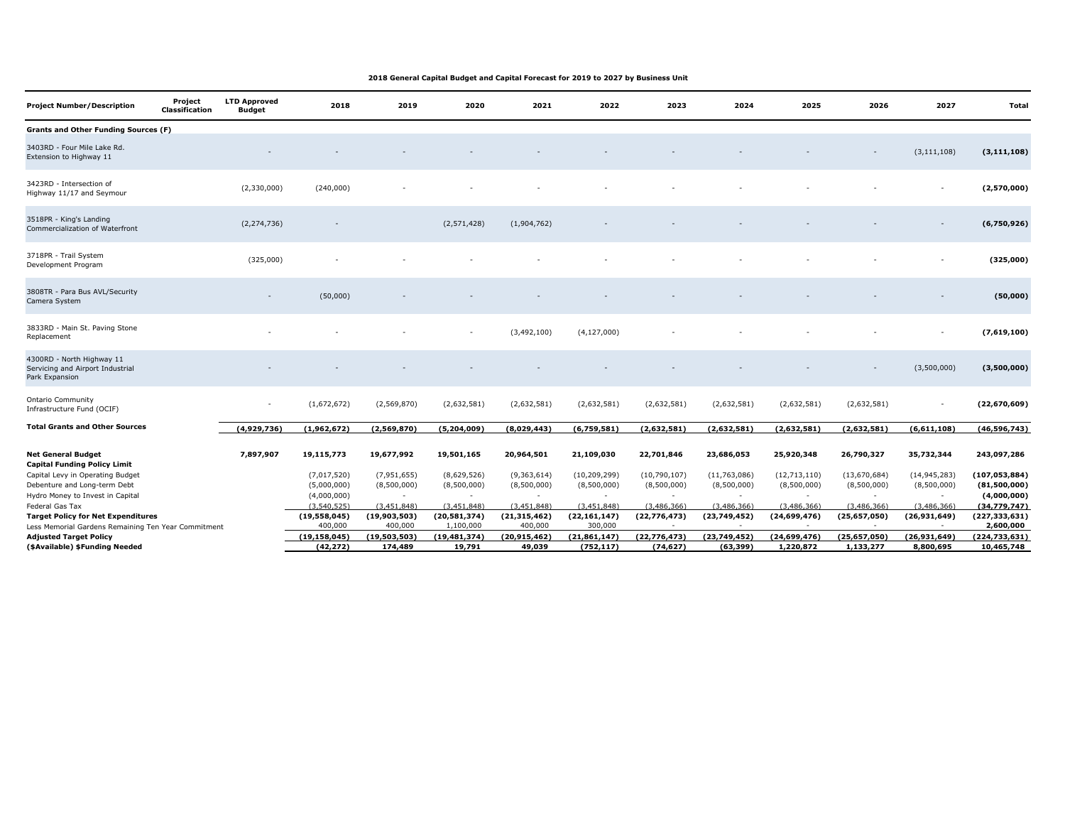**2018 General Capital Budget and Capital Forecast for 2019 to 2027 by Business Unit**

| Project Number/Description | Project Classification | LTD Approved Budget | 2018 | 2019 | 2020 | 2021 | 2022 | 2023 | 2024 | 2025 | 2026 | 2027 | Total |
|---|---|---|---|---|---|---|---|---|---|---|---|---|---|
| **Grants and Other Funding Sources (F)** | | | | | | | | | | | | | |
| 3403RD - Four Mile Lake Rd. Extension to Highway 11 | | - | - | - | - | - | - | - | - | - | - | (3,111,108) | **(3,111,108)** |
| 3423RD - Intersection of Highway 11/17 and Seymour | | (2,330,000) | (240,000) | - | - | - | - | - | - | - | - | - | **(2,570,000)** |
| 3518PR - King's Landing Commercialization of Waterfront | | (2,274,736) | - | | (2,571,428) | (1,904,762) | - | - | - | - | - | - | **(6,750,926)** |
| 3718PR - Trail System Development Program | | (325,000) | - | - | - | - | - | - | - | - | - | - | **(325,000)** |
| 3808TR - Para Bus AVL/Security Camera System | | - | (50,000) | - | - | - | - | - | - | - | - | - | **(50,000)** |
| 3833RD - Main St. Paving Stone Replacement | | - | - | - | - | (3,492,100) | (4,127,000) | - | - | - | - | - | **(7,619,100)** |
| 4300RD - North Highway 11 Servicing and Airport Industrial Park Expansion | | - | - | - | - | - | - | - | - | - | - | (3,500,000) | **(3,500,000)** |
| Ontario Community Infrastructure Fund (OCIF) | | - | (1,672,672) | (2,569,870) | (2,632,581) | (2,632,581) | (2,632,581) | (2,632,581) | (2,632,581) | (2,632,581) | (2,632,581) | - | **(22,670,609)** |
| **Total Grants and Other Sources** | | **(4,929,736)** | **(1,962,672)** | **(2,569,870)** | **(5,204,009)** | **(8,029,443)** | **(6,759,581)** | **(2,632,581)** | **(2,632,581)** | **(2,632,581)** | **(2,632,581)** | **(6,611,108)** | **(46,596,743)** |
| **Net General Budget** | | **7,897,907** | **19,115,773** | **19,677,992** | **19,501,165** | **20,964,501** | **21,109,030** | **22,701,846** | **23,686,053** | **25,920,348** | **26,790,327** | **35,732,344** | **243,097,286** |
| **Capital Funding Policy Limit** | | | | | | | | | | | | | |
| Capital Levy in Operating Budget | | | (7,017,520) | (7,951,655) | (8,629,526) | (9,363,614) | (10,209,299) | (10,790,107) | (11,763,086) | (12,713,110) | (13,670,684) | (14,945,283) | **(107,053,884)** |
| Debenture and Long-term Debt | | | (5,000,000) | (8,500,000) | (8,500,000) | (8,500,000) | (8,500,000) | (8,500,000) | (8,500,000) | (8,500,000) | (8,500,000) | (8,500,000) | **(81,500,000)** |
| Hydro Money to Invest in Capital | | | (4,000,000) | - | - | - | - | - | - | - | - | - | **(4,000,000)** |
| Federal Gas Tax | | | (3,540,525) | (3,451,848) | (3,451,848) | (3,451,848) | (3,451,848) | (3,486,366) | (3,486,366) | (3,486,366) | (3,486,366) | (3,486,366) | **(34,779,747)** |
| **Target Policy for Net Expenditures** | | | **(19,558,045)** | **(19,903,503)** | **(20,581,374)** | **(21,315,462)** | **(22,161,147)** | **(22,776,473)** | **(23,749,452)** | **(24,699,476)** | **(25,657,050)** | **(26,931,649)** | **(227,333,631)** |
| Less Memorial Gardens Remaining Ten Year Commitment | | | 400,000 | 400,000 | 1,100,000 | 400,000 | 300,000 | - | - | - | - | - | **2,600,000** |
| **Adjusted Target Policy** | | | **(19,158,045)** | **(19,503,503)** | **(19,481,374)** | **(20,915,462)** | **(21,861,147)** | **(22,776,473)** | **(23,749,452)** | **(24,699,476)** | **(25,657,050)** | **(26,931,649)** | **(224,733,631)** |
| **($Available) $Funding Needed** | | | **(42,272)** | **174,489** | **19,791** | **49,039** | **(752,117)** | **(74,627)** | **(63,399)** | **1,220,872** | **1,133,277** | **8,800,695** | **10,465,748** |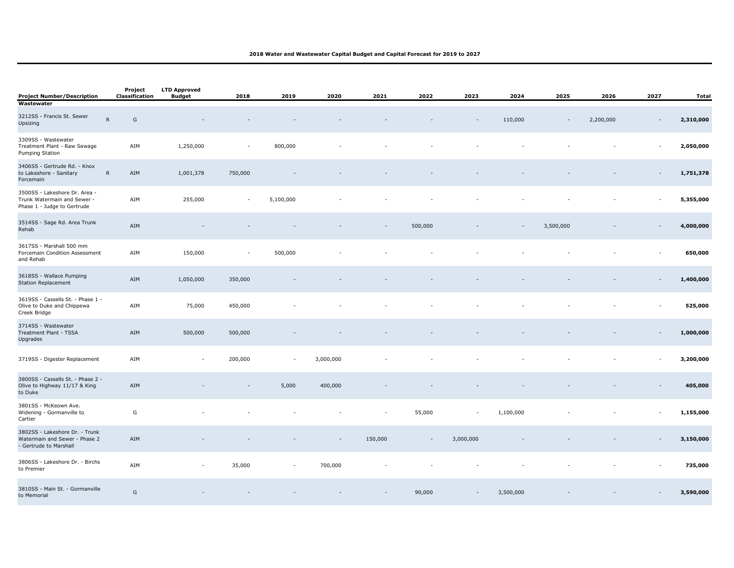**2018 Water and Wastewater Capital Budget and Capital Forecast for 2019 to 2027**

| Project Number/Description | | Project Classification | LTD Approved Budget | 2018 | 2019 | 2020 | 2021 | 2022 | 2023 | 2024 | 2025 | 2026 | 2027 | Total |
|---|---|---|---|---|---|---|---|---|---|---|---|---|---|---|
| **Wastewater** | | | | | | | | | | | | | | |
| 3212SS - Francis St. Sewer Upsizing | R | G | - | - | - | - | - | - | - | 110,000 | - | 2,200,000 | - | **2,310,000** |
| 3309SS - Wastewater Treatment Plant - Raw Sewage Pumping Station | | AIM | 1,250,000 | - | 800,000 | - | - | - | - | - | - | - | - | **2,050,000** |
| 3406SS - Gertrude Rd. - Knox to Lakeshore - Sanitary Forcemain | R | AIM | 1,001,378 | 750,000 | - | - | - | - | - | - | - | - | - | **1,751,378** |
| 3500SS - Lakeshore Dr. Area - Trunk Watermain and Sewer - Phase 1 - Judge to Gertrude | | AIM | 255,000 | - | 5,100,000 | - | - | - | - | - | - | - | - | **5,355,000** |
| 3514SS - Sage Rd. Area Trunk Rehab | | AIM | - | - | - | - | - | 500,000 | - | - | 3,500,000 | - | - | **4,000,000** |
| 3617SS - Marshall 500 mm Forcemain Condition Assessment and Rehab | | AIM | 150,000 | - | 500,000 | - | - | - | - | - | - | - | - | **650,000** |
| 3618SS - Wallace Pumping Station Replacement | | AIM | 1,050,000 | 350,000 | - | - | - | - | - | - | - | - | - | **1,400,000** |
| 3619SS - Cassells St. - Phase 1 - Olive to Duke and Chippewa Creek Bridge | | AIM | 75,000 | 450,000 | - | - | - | - | - | - | - | - | - | **525,000** |
| 3714SS - Wastewater Treatment Plant - TSSA Upgrades | | AIM | 500,000 | 500,000 | - | - | - | - | - | - | - | - | - | **1,000,000** |
| 3719SS - Digester Replacement | | AIM | - | 200,000 | - | 3,000,000 | - | - | - | - | - | - | - | **3,200,000** |
| 3800SS - Cassells St. - Phase 2 - Olive to Highway 11/17 & King to Duke | | AIM | - | - | 5,000 | 400,000 | - | - | - | - | - | - | - | **405,000** |
| 3801SS - McKeown Ave. Widening - Gormanville to Cartier | | G | - | - | - | - | - | 55,000 | - | 1,100,000 | - | - | - | **1,155,000** |
| 3802SS - Lakeshore Dr. - Trunk Watermain and Sewer - Phase 2 - Gertrude to Marshall | | AIM | - | - | - | - | 150,000 | - | 3,000,000 | - | - | - | - | **3,150,000** |
| 3806SS - Lakeshore Dr. - Birchs to Premier | | AIM | - | 35,000 | - | 700,000 | - | - | - | - | - | - | - | **735,000** |
| 3810SS - Main St. - Gormanville to Memorial | | G | - | - | - | - | - | 90,000 | - | 3,500,000 | - | - | - | **3,590,000** |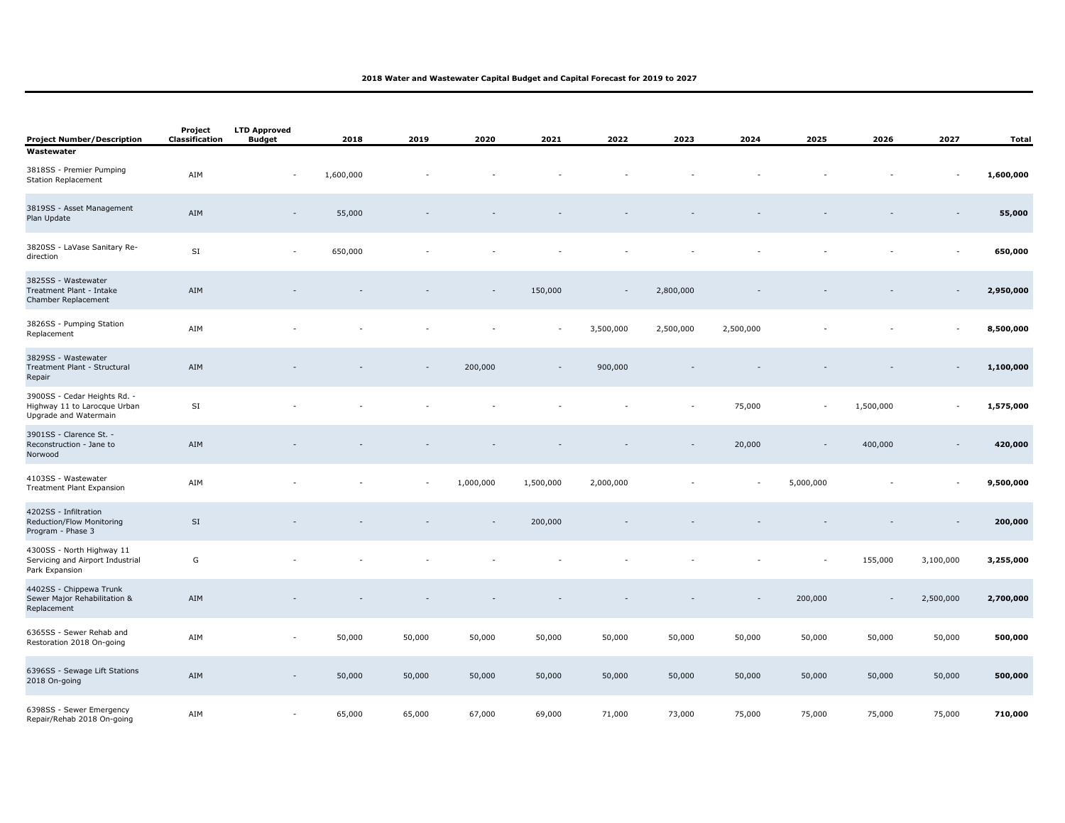**2018 Water and Wastewater Capital Budget and Capital Forecast for 2019 to 2027**

| Project Number/Description | Project Classification | LTD Approved Budget | 2018 | 2019 | 2020 | 2021 | 2022 | 2023 | 2024 | 2025 | 2026 | 2027 | Total |
|---|---|---|---|---|---|---|---|---|---|---|---|---|---|
| **Wastewater** | | | | | | | | | | | | | |
| 3818SS - Premier Pumping Station Replacement | AIM | - | 1,600,000 | - | - | - | - | - | - | - | - | - | **1,600,000** |
| 3819SS - Asset Management Plan Update | AIM | - | 55,000 | - | - | - | - | - | - | - | - | - | **55,000** |
| 3820SS - LaVase Sanitary Re-direction | SI | - | 650,000 | - | - | - | - | - | - | - | - | - | **650,000** |
| 3825SS - Wastewater Treatment Plant - Intake Chamber Replacement | AIM | - | - | - | - | 150,000 | - | 2,800,000 | - | - | - | - | **2,950,000** |
| 3826SS - Pumping Station Replacement | AIM | - | - | - | - | - | 3,500,000 | 2,500,000 | 2,500,000 | - | - | - | **8,500,000** |
| 3829SS - Wastewater Treatment Plant - Structural Repair | AIM | - | - | - | 200,000 | - | 900,000 | - | - | - | - | - | **1,100,000** |
| 3900SS - Cedar Heights Rd. - Highway 11 to Larocque Urban Upgrade and Watermain | SI | - | - | - | - | - | - | - | 75,000 | - | 1,500,000 | - | **1,575,000** |
| 3901SS - Clarence St. - Reconstruction - Jane to Norwood | AIM | - | - | - | - | - | - | - | 20,000 | - | 400,000 | - | **420,000** |
| 4103SS - Wastewater Treatment Plant Expansion | AIM | - | - | - | 1,000,000 | 1,500,000 | 2,000,000 | - | - | 5,000,000 | - | - | **9,500,000** |
| 4202SS - Infiltration Reduction/Flow Monitoring Program - Phase 3 | SI | - | - | - | - | 200,000 | - | - | - | - | - | - | **200,000** |
| 4300SS - North Highway 11 Servicing and Airport Industrial Park Expansion | G | - | - | - | - | - | - | - | - | - | 155,000 | 3,100,000 | **3,255,000** |
| 4402SS - Chippewa Trunk Sewer Major Rehabilitation & Replacement | AIM | - | - | - | - | - | - | - | - | 200,000 | - | 2,500,000 | **2,700,000** |
| 6365SS - Sewer Rehab and Restoration 2018 On-going | AIM | - | 50,000 | 50,000 | 50,000 | 50,000 | 50,000 | 50,000 | 50,000 | 50,000 | 50,000 | 50,000 | **500,000** |
| 6396SS - Sewage Lift Stations 2018 On-going | AIM | - | 50,000 | 50,000 | 50,000 | 50,000 | 50,000 | 50,000 | 50,000 | 50,000 | 50,000 | 50,000 | **500,000** |
| 6398SS - Sewer Emergency Repair/Rehab 2018 On-going | AIM | - | 65,000 | 65,000 | 67,000 | 69,000 | 71,000 | 73,000 | 75,000 | 75,000 | 75,000 | 75,000 | **710,000** |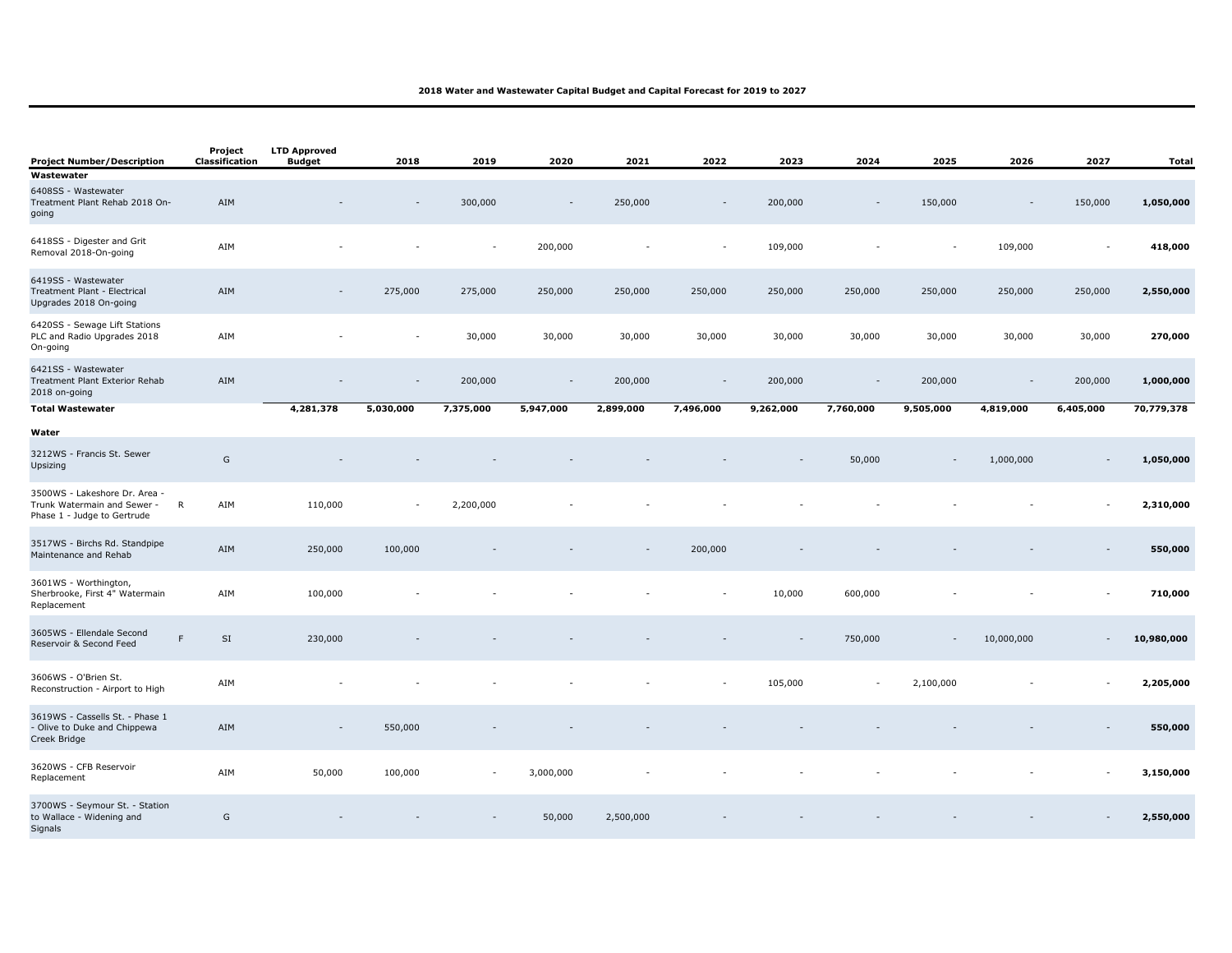**2018 Water and Wastewater Capital Budget and Capital Forecast for 2019 to 2027**

| Project Number/Description | | Project Classification | LTD Approved Budget | 2018 | 2019 | 2020 | 2021 | 2022 | 2023 | 2024 | 2025 | 2026 | 2027 | Total |
|---|---|---|---|---|---|---|---|---|---|---|---|---|---|---|
| **Wastewater** | | | | | | | | | | | | | | |
| 6408SS - Wastewater Treatment Plant Rehab 2018 On-going | | AIM | - | - | 300,000 | - | 250,000 | - | 200,000 | - | 150,000 | - | 150,000 | **1,050,000** |
| 6418SS - Digester and Grit Removal 2018-On-going | | AIM | - | - | - | 200,000 | - | - | 109,000 | - | - | 109,000 | - | **418,000** |
| 6419SS - Wastewater Treatment Plant - Electrical Upgrades 2018 On-going | | AIM | - | 275,000 | 275,000 | 250,000 | 250,000 | 250,000 | 250,000 | 250,000 | 250,000 | 250,000 | 250,000 | **2,550,000** |
| 6420SS - Sewage Lift Stations PLC and Radio Upgrades 2018 On-going | | AIM | - | - | 30,000 | 30,000 | 30,000 | 30,000 | 30,000 | 30,000 | 30,000 | 30,000 | 30,000 | **270,000** |
| 6421SS - Wastewater Treatment Plant Exterior Rehab 2018 on-going | | AIM | - | - | 200,000 | - | 200,000 | - | 200,000 | - | 200,000 | - | 200,000 | **1,000,000** |
| **Total Wastewater** | | | **4,281,378** | **5,030,000** | **7,375,000** | **5,947,000** | **2,899,000** | **7,496,000** | **9,262,000** | **7,760,000** | **9,505,000** | **4,819,000** | **6,405,000** | **70,779,378** |
| **Water** | | | | | | | | | | | | | | |
| 3212WS - Francis St. Sewer Upsizing | | G | - | - | - | - | - | - | - | 50,000 | - | 1,000,000 | - | **1,050,000** |
| 3500WS - Lakeshore Dr. Area - Trunk Watermain and Sewer - Phase 1 - Judge to Gertrude | R | AIM | 110,000 | - | 2,200,000 | - | - | - | - | - | - | - | - | **2,310,000** |
| 3517WS - Birchs Rd. Standpipe Maintenance and Rehab | | AIM | 250,000 | 100,000 | - | - | - | 200,000 | - | - | - | - | - | **550,000** |
| 3601WS - Worthington, Sherbrooke, First 4" Watermain Replacement | | AIM | 100,000 | - | - | - | - | - | 10,000 | 600,000 | - | - | - | **710,000** |
| 3605WS - Ellendale Second Reservoir & Second Feed | F | SI | 230,000 | - | - | - | - | - | - | 750,000 | - | 10,000,000 | - | **10,980,000** |
| 3606WS - O'Brien St. Reconstruction - Airport to High | | AIM | - | - | - | - | - | - | 105,000 | - | 2,100,000 | - | - | **2,205,000** |
| 3619WS - Cassells St. - Phase 1 - Olive to Duke and Chippewa Creek Bridge | | AIM | - | 550,000 | - | - | - | - | - | - | - | - | - | **550,000** |
| 3620WS - CFB Reservoir Replacement | | AIM | 50,000 | 100,000 | - | 3,000,000 | - | - | - | - | - | - | - | **3,150,000** |
| 3700WS - Seymour St. - Station to Wallace - Widening and Signals | | G | - | - | - | 50,000 | 2,500,000 | - | - | - | - | - | - | **2,550,000** |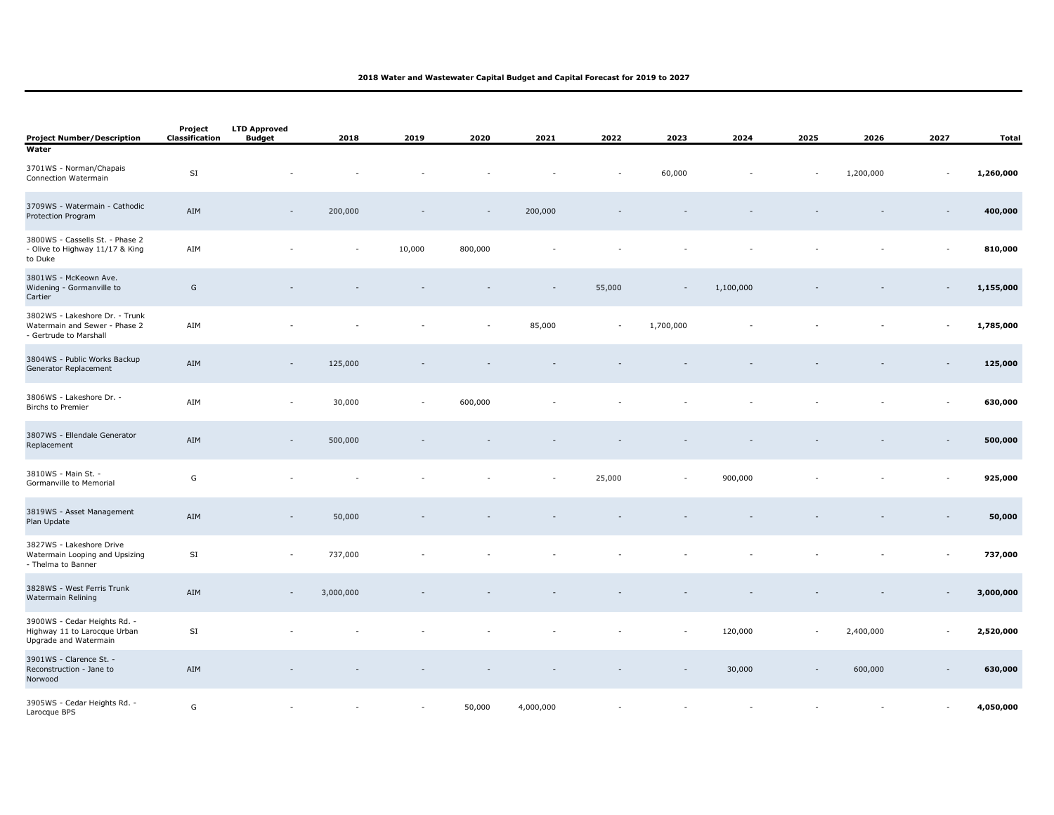**2018 Water and Wastewater Capital Budget and Capital Forecast for 2019 to 2027**

| Project Number/Description | Project Classification | LTD Approved Budget | 2018 | 2019 | 2020 | 2021 | 2022 | 2023 | 2024 | 2025 | 2026 | 2027 | Total |
|---|---|---|---|---|---|---|---|---|---|---|---|---|---|
| **Water** | | | | | | | | | | | | | |
| 3701WS - Norman/Chapais Connection Watermain | SI | - | - | - | - | - | - | 60,000 | - | - | 1,200,000 | - | **1,260,000** |
| 3709WS - Watermain - Cathodic Protection Program | AIM | - | 200,000 | - | - | 200,000 | - | - | - | - | - | - | **400,000** |
| 3800WS - Cassells St. - Phase 2 - Olive to Highway 11/17 & King to Duke | AIM | - | - | 10,000 | 800,000 | - | - | - | - | - | - | - | **810,000** |
| 3801WS - McKeown Ave. Widening - Gormanville to Cartier | G | - | - | - | - | - | 55,000 | - | 1,100,000 | - | - | - | **1,155,000** |
| 3802WS - Lakeshore Dr. - Trunk Watermain and Sewer - Phase 2 - Gertrude to Marshall | AIM | - | - | - | - | 85,000 | - | 1,700,000 | - | - | - | - | **1,785,000** |
| 3804WS - Public Works Backup Generator Replacement | AIM | - | 125,000 | - | - | - | - | - | - | - | - | - | **125,000** |
| 3806WS - Lakeshore Dr. - Birchs to Premier | AIM | - | 30,000 | - | 600,000 | - | - | - | - | - | - | - | **630,000** |
| 3807WS - Ellendale Generator Replacement | AIM | - | 500,000 | - | - | - | - | - | - | - | - | - | **500,000** |
| 3810WS - Main St. - Gormanville to Memorial | G | - | - | - | - | - | 25,000 | - | 900,000 | - | - | - | **925,000** |
| 3819WS - Asset Management Plan Update | AIM | - | 50,000 | - | - | - | - | - | - | - | - | - | **50,000** |
| 3827WS - Lakeshore Drive Watermain Looping and Upsizing - Thelma to Banner | SI | - | 737,000 | - | - | - | - | - | - | - | - | - | **737,000** |
| 3828WS - West Ferris Trunk Watermain Relining | AIM | - | 3,000,000 | - | - | - | - | - | - | - | - | - | **3,000,000** |
| 3900WS - Cedar Heights Rd. - Highway 11 to Larocque Urban Upgrade and Watermain | SI | - | - | - | - | - | - | - | 120,000 | - | 2,400,000 | - | **2,520,000** |
| 3901WS - Clarence St. - Reconstruction - Jane to Norwood | AIM | - | - | - | - | - | - | - | 30,000 | - | 600,000 | - | **630,000** |
| 3905WS - Cedar Heights Rd. - Larocque BPS | G | - | - | - | 50,000 | 4,000,000 | - | - | - | - | - | - | **4,050,000** |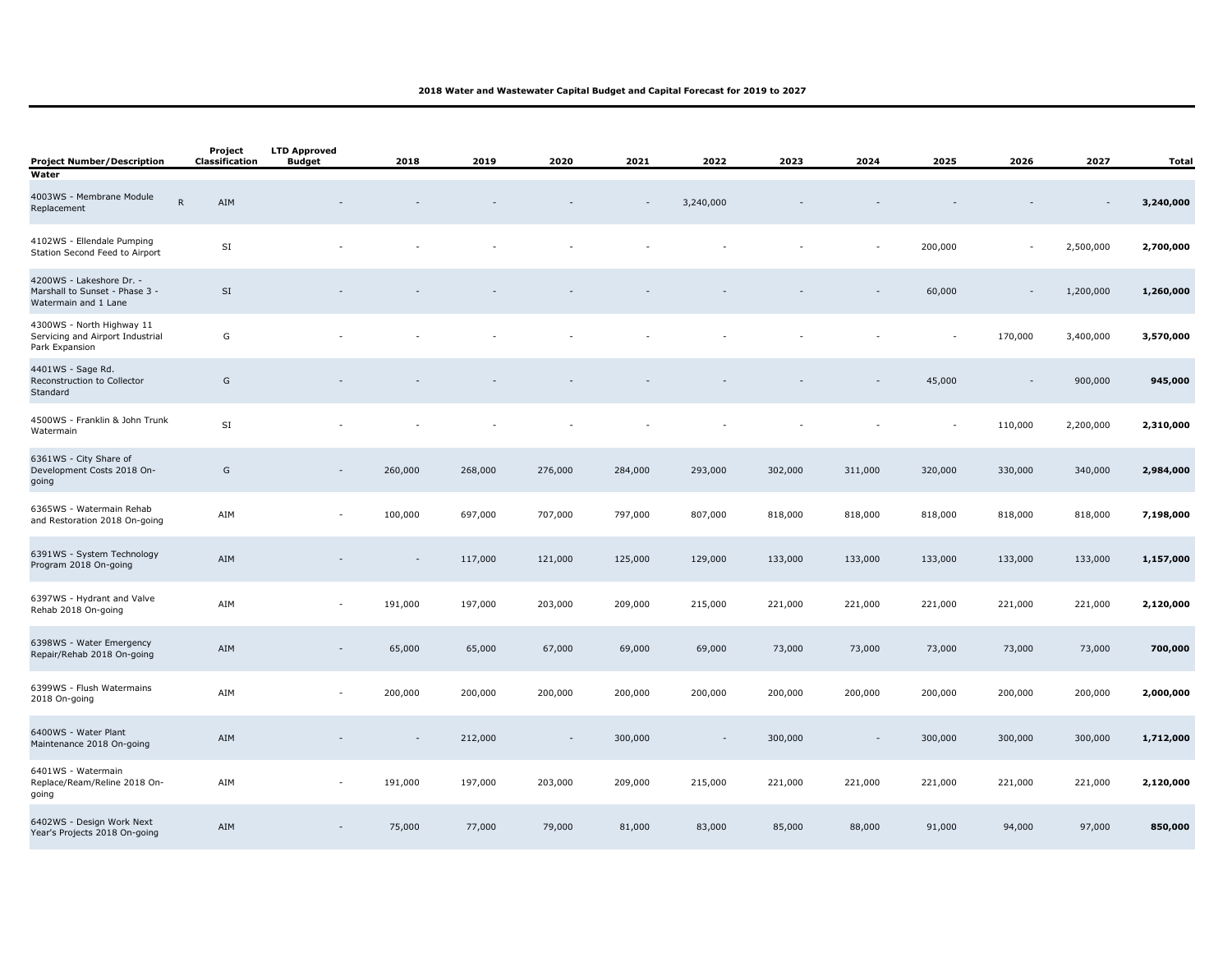**2018 Water and Wastewater Capital Budget and Capital Forecast for 2019 to 2027**

| Project Number/Description | | Project Classification | LTD Approved Budget | 2018 | 2019 | 2020 | 2021 | 2022 | 2023 | 2024 | 2025 | 2026 | 2027 | Total |
|---|---|---|---|---|---|---|---|---|---|---|---|---|---|---|
| **Water** | | | | | | | | | | | | | | |
| 4003WS - Membrane Module Replacement | R | AIM | - | - | - | - | - | 3,240,000 | - | - | - | - | - | **3,240,000** |
| 4102WS - Ellendale Pumping Station Second Feed to Airport | | SI | - | - | - | - | - | - | - | - | 200,000 | - | 2,500,000 | **2,700,000** |
| 4200WS - Lakeshore Dr. - Marshall to Sunset - Phase 3 - Watermain and 1 Lane | | SI | - | - | - | - | - | - | - | - | 60,000 | - | 1,200,000 | **1,260,000** |
| 4300WS - North Highway 11 Servicing and Airport Industrial Park Expansion | | G | - | - | - | - | - | - | - | - | - | 170,000 | 3,400,000 | **3,570,000** |
| 4401WS - Sage Rd. Reconstruction to Collector Standard | | G | - | - | - | - | - | - | - | - | 45,000 | - | 900,000 | **945,000** |
| 4500WS - Franklin & John Trunk Watermain | | SI | - | - | - | - | - | - | - | - | - | 110,000 | 2,200,000 | **2,310,000** |
| 6361WS - City Share of Development Costs 2018 On-going | | G | - | 260,000 | 268,000 | 276,000 | 284,000 | 293,000 | 302,000 | 311,000 | 320,000 | 330,000 | 340,000 | **2,984,000** |
| 6365WS - Watermain Rehab and Restoration 2018 On-going | | AIM | - | 100,000 | 697,000 | 707,000 | 797,000 | 807,000 | 818,000 | 818,000 | 818,000 | 818,000 | 818,000 | **7,198,000** |
| 6391WS - System Technology Program 2018 On-going | | AIM | - | - | 117,000 | 121,000 | 125,000 | 129,000 | 133,000 | 133,000 | 133,000 | 133,000 | 133,000 | **1,157,000** |
| 6397WS - Hydrant and Valve Rehab 2018 On-going | | AIM | - | 191,000 | 197,000 | 203,000 | 209,000 | 215,000 | 221,000 | 221,000 | 221,000 | 221,000 | 221,000 | **2,120,000** |
| 6398WS - Water Emergency Repair/Rehab 2018 On-going | | AIM | - | 65,000 | 65,000 | 67,000 | 69,000 | 69,000 | 73,000 | 73,000 | 73,000 | 73,000 | 73,000 | **700,000** |
| 6399WS - Flush Watermains 2018 On-going | | AIM | - | 200,000 | 200,000 | 200,000 | 200,000 | 200,000 | 200,000 | 200,000 | 200,000 | 200,000 | 200,000 | **2,000,000** |
| 6400WS - Water Plant Maintenance 2018 On-going | | AIM | - | - | 212,000 | - | 300,000 | - | 300,000 | - | 300,000 | 300,000 | 300,000 | **1,712,000** |
| 6401WS - Watermain Replace/Ream/Reline 2018 On-going | | AIM | - | 191,000 | 197,000 | 203,000 | 209,000 | 215,000 | 221,000 | 221,000 | 221,000 | 221,000 | 221,000 | **2,120,000** |
| 6402WS - Design Work Next Year's Projects 2018 On-going | | AIM | - | 75,000 | 77,000 | 79,000 | 81,000 | 83,000 | 85,000 | 88,000 | 91,000 | 94,000 | 97,000 | **850,000** |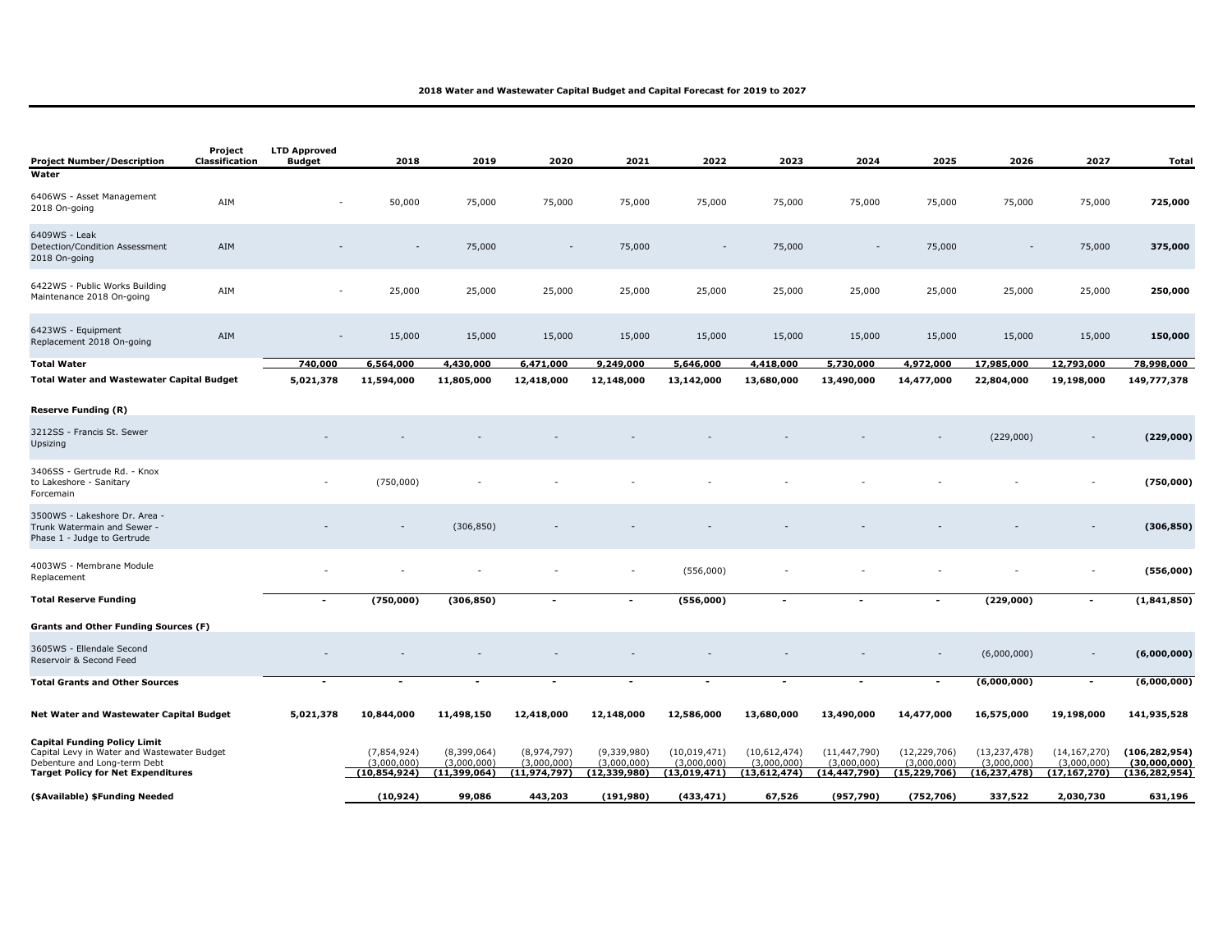**2018 Water and Wastewater Capital Budget and Capital Forecast for 2019 to 2027**

| Project Number/Description | Project Classification | LTD Approved Budget | 2018 | 2019 | 2020 | 2021 | 2022 | 2023 | 2024 | 2025 | 2026 | 2027 | Total |
|---|---|---|---|---|---|---|---|---|---|---|---|---|---|
| **Water** | | | | | | | | | | | | | |
| 6406WS - Asset Management 2018 On-going | AIM | - | 50,000 | 75,000 | 75,000 | 75,000 | 75,000 | 75,000 | 75,000 | 75,000 | 75,000 | 75,000 | **725,000** |
| 6409WS - Leak Detection/Condition Assessment 2018 On-going | AIM | - | - | 75,000 | - | 75,000 | - | 75,000 | - | 75,000 | - | 75,000 | **375,000** |
| 6422WS - Public Works Building Maintenance 2018 On-going | AIM | - | 25,000 | 25,000 | 25,000 | 25,000 | 25,000 | 25,000 | 25,000 | 25,000 | 25,000 | 25,000 | **250,000** |
| 6423WS - Equipment Replacement 2018 On-going | AIM | - | 15,000 | 15,000 | 15,000 | 15,000 | 15,000 | 15,000 | 15,000 | 15,000 | 15,000 | 15,000 | **150,000** |
| **Total Water** | | **740,000** | **6,564,000** | **4,430,000** | **6,471,000** | **9,249,000** | **5,646,000** | **4,418,000** | **5,730,000** | **4,972,000** | **17,985,000** | **12,793,000** | **78,998,000** |
| **Total Water and Wastewater Capital Budget** | | **5,021,378** | **11,594,000** | **11,805,000** | **12,418,000** | **12,148,000** | **13,142,000** | **13,680,000** | **13,490,000** | **14,477,000** | **22,804,000** | **19,198,000** | **149,777,378** |
| **Reserve Funding (R)** | | | | | | | | | | | | | |
| 3212SS - Francis St. Sewer Upsizing | | - | - | - | - | - | - | - | - | - | (229,000) | - | **(229,000)** |
| 3406SS - Gertrude Rd. - Knox to Lakeshore - Sanitary Forcemain | | - | (750,000) | - | - | - | - | - | - | - | - | - | **(750,000)** |
| 3500WS - Lakeshore Dr. Area - Trunk Watermain and Sewer - Phase 1 - Judge to Gertrude | | - | - | (306,850) | - | - | - | - | - | - | - | - | **(306,850)** |
| 4003WS - Membrane Module Replacement | | - | - | - | - | - | (556,000) | - | - | - | - | - | **(556,000)** |
| **Total Reserve Funding** | | **-** | **(750,000)** | **(306,850)** | **-** | **-** | **(556,000)** | **-** | **-** | **-** | **(229,000)** | **-** | **(1,841,850)** |
| **Grants and Other Funding Sources (F)** | | | | | | | | | | | | | |
| 3605WS - Ellendale Second Reservoir & Second Feed | | - | - | - | - | - | - | - | - | - | (6,000,000) | - | **(6,000,000)** |
| **Total Grants and Other Sources** | | **-** | **-** | **-** | **-** | **-** | **-** | **-** | **-** | **-** | **(6,000,000)** | **-** | **(6,000,000)** |
| **Net Water and Wastewater Capital Budget** | | **5,021,378** | **10,844,000** | **11,498,150** | **12,418,000** | **12,148,000** | **12,586,000** | **13,680,000** | **13,490,000** | **14,477,000** | **16,575,000** | **19,198,000** | **141,935,528** |
| **Capital Funding Policy Limit** | | | | | | | | | | | | | |
| Capital Levy in Water and Wastewater Budget | | | (7,854,924) | (8,399,064) | (8,974,797) | (9,339,980) | (10,019,471) | (10,612,474) | (11,447,790) | (12,229,706) | (13,237,478) | (14,167,270) | **(106,282,954)** |
| Debenture and Long-term Debt | | | (3,000,000) | (3,000,000) | (3,000,000) | (3,000,000) | (3,000,000) | (3,000,000) | (3,000,000) | (3,000,000) | (3,000,000) | (3,000,000) | **(30,000,000)** |
| **Target Policy for Net Expenditures** | | | **(10,854,924)** | **(11,399,064)** | **(11,974,797)** | **(12,339,980)** | **(13,019,471)** | **(13,612,474)** | **(14,447,790)** | **(15,229,706)** | **(16,237,478)** | **(17,167,270)** | **(136,282,954)** |
| **($Available) $Funding Needed** | | | **(10,924)** | **99,086** | **443,203** | **(191,980)** | **(433,471)** | **67,526** | **(957,790)** | **(752,706)** | **337,522** | **2,030,730** | **631,196** |